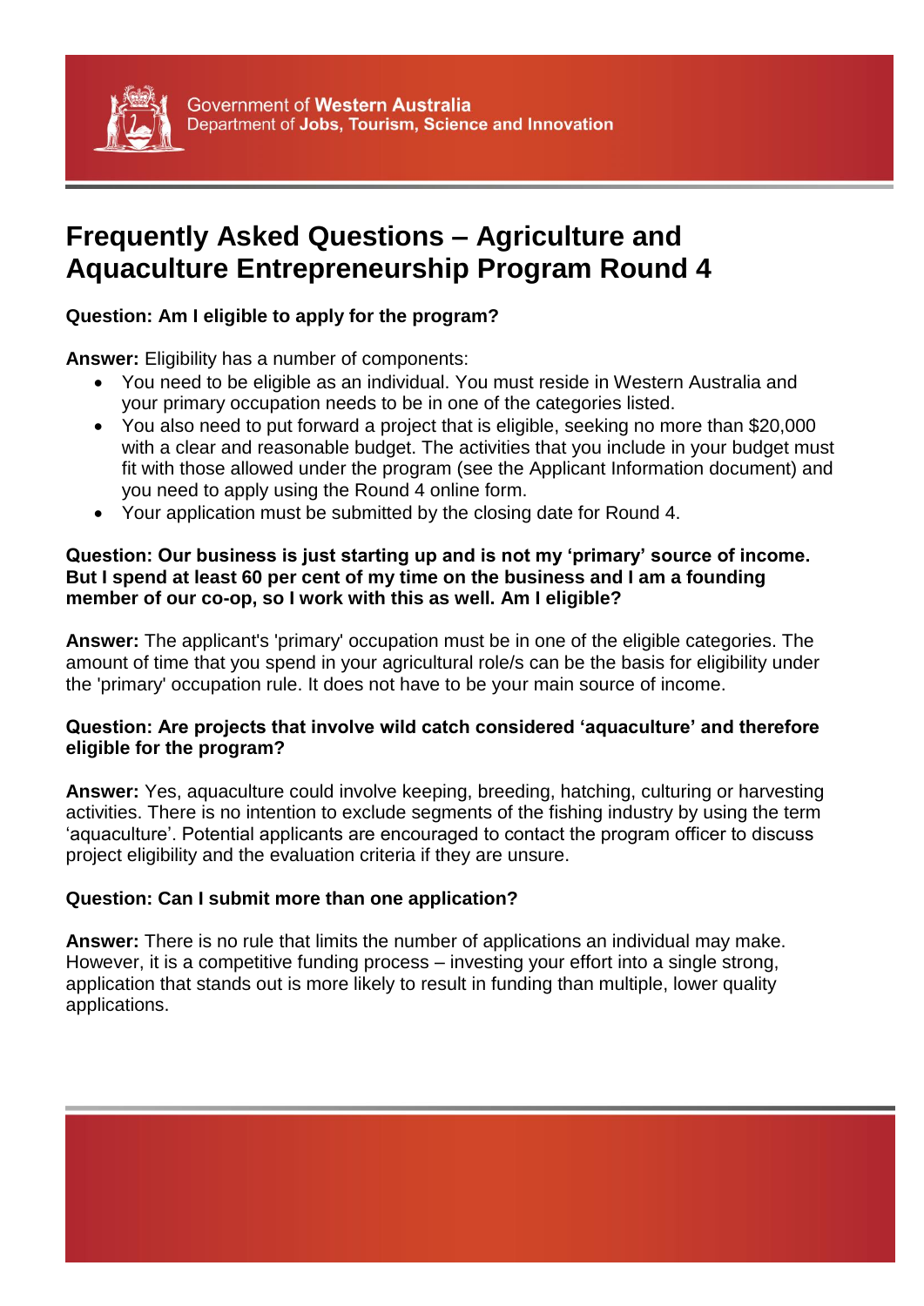Government of **Western Australia**
Department of **Jobs, Tourism, Science and Innovation**

# Frequently Asked Questions – Agriculture and Aquaculture Entrepreneurship Program Round 4

**Question: Am I eligible to apply for the program?**

**Answer:** Eligibility has a number of components:

- You need to be eligible as an individual. You must reside in Western Australia and your primary occupation needs to be in one of the categories listed.
- You also need to put forward a project that is eligible, seeking no more than $20,000 with a clear and reasonable budget. The activities that you include in your budget must fit with those allowed under the program (see the Applicant Information document) and you need to apply using the Round 4 online form.
- Your application must be submitted by the closing date for Round 4.

**Question: Our business is just starting up and is not my 'primary' source of income. But I spend at least 60 per cent of my time on the business and I am a founding member of our co-op, so I work with this as well. Am I eligible?**

**Answer:** The applicant's 'primary' occupation must be in one of the eligible categories. The amount of time that you spend in your agricultural role/s can be the basis for eligibility under the 'primary' occupation rule. It does not have to be your main source of income.

**Question: Are projects that involve wild catch considered 'aquaculture' and therefore eligible for the program?**

**Answer:** Yes, aquaculture could involve keeping, breeding, hatching, culturing or harvesting activities. There is no intention to exclude segments of the fishing industry by using the term 'aquaculture'. Potential applicants are encouraged to contact the program officer to discuss project eligibility and the evaluation criteria if they are unsure.

**Question: Can I submit more than one application?**

**Answer:** There is no rule that limits the number of applications an individual may make. However, it is a competitive funding process – investing your effort into a single strong, application that stands out is more likely to result in funding than multiple, lower quality applications.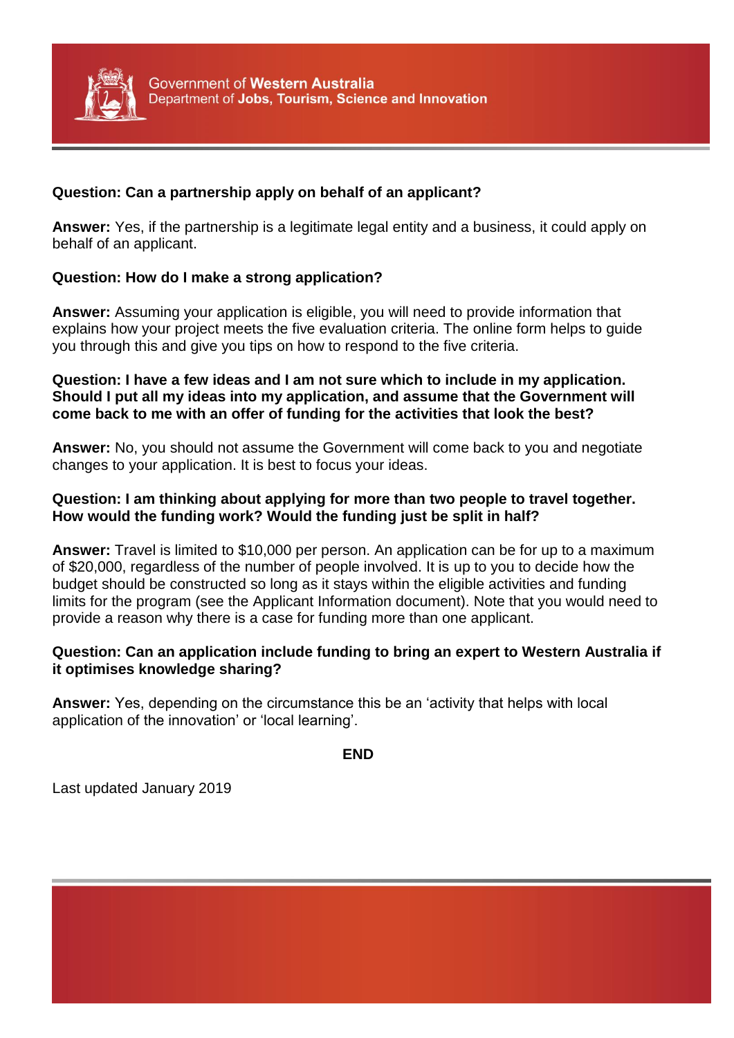**Question: Can a partnership apply on behalf of an applicant?**

**Answer:** Yes, if the partnership is a legitimate legal entity and a business, it could apply on behalf of an applicant.

**Question: How do I make a strong application?**

**Answer:** Assuming your application is eligible, you will need to provide information that explains how your project meets the five evaluation criteria. The online form helps to guide you through this and give you tips on how to respond to the five criteria.

**Question: I have a few ideas and I am not sure which to include in my application. Should I put all my ideas into my application, and assume that the Government will come back to me with an offer of funding for the activities that look the best?**

**Answer:** No, you should not assume the Government will come back to you and negotiate changes to your application. It is best to focus your ideas.

**Question: I am thinking about applying for more than two people to travel together. How would the funding work? Would the funding just be split in half?**

**Answer:** Travel is limited to $10,000 per person. An application can be for up to a maximum of $20,000, regardless of the number of people involved. It is up to you to decide how the budget should be constructed so long as it stays within the eligible activities and funding limits for the program (see the Applicant Information document). Note that you would need to provide a reason why there is a case for funding more than one applicant.

**Question: Can an application include funding to bring an expert to Western Australia if it optimises knowledge sharing?**

**Answer:** Yes, depending on the circumstance this be an 'activity that helps with local application of the innovation' or 'local learning'.

**END**

Last updated January 2019